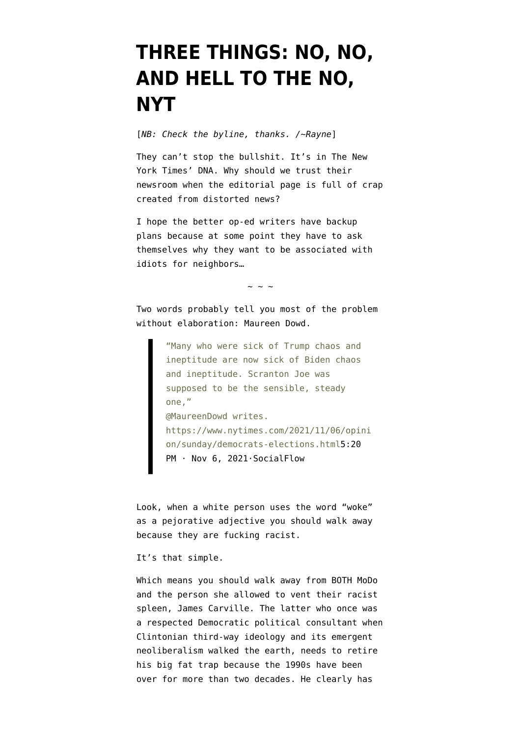# THREE THINGS: NO, NO, AND HELL TO THE NO, NYT

[*NB: Check the byline, thanks. /~Rayne*]

They can't stop the bullshit. It's in The New York Times' DNA. Why should we trust their newsroom when the editorial page is full of crap created from distorted news?

I hope the better op-ed writers have backup plans because at some point they have to ask themselves why they want to be associated with idiots for neighbors…

~ ~ ~

Two words probably tell you most of the problem without elaboration: Maureen Dowd.

> "Many who were sick of Trump chaos and ineptitude are now sick of Biden chaos and ineptitude. Scranton Joe was supposed to be the sensible, steady one,"
> @MaureenDowd writes.
> https://www.nytimes.com/2021/11/06/opinion/sunday/democrats-elections.html5:20 PM · Nov 6, 2021·SocialFlow

Look, when a white person uses the word "woke" as a pejorative adjective you should walk away because they are fucking racist.

It's that simple.

Which means you should walk away from BOTH MoDo and the person she allowed to vent their racist spleen, James Carville. The latter who once was a respected Democratic political consultant when Clintonian third-way ideology and its emergent neoliberalism walked the earth, needs to retire his big fat trap because the 1990s have been over for more than two decades. He clearly has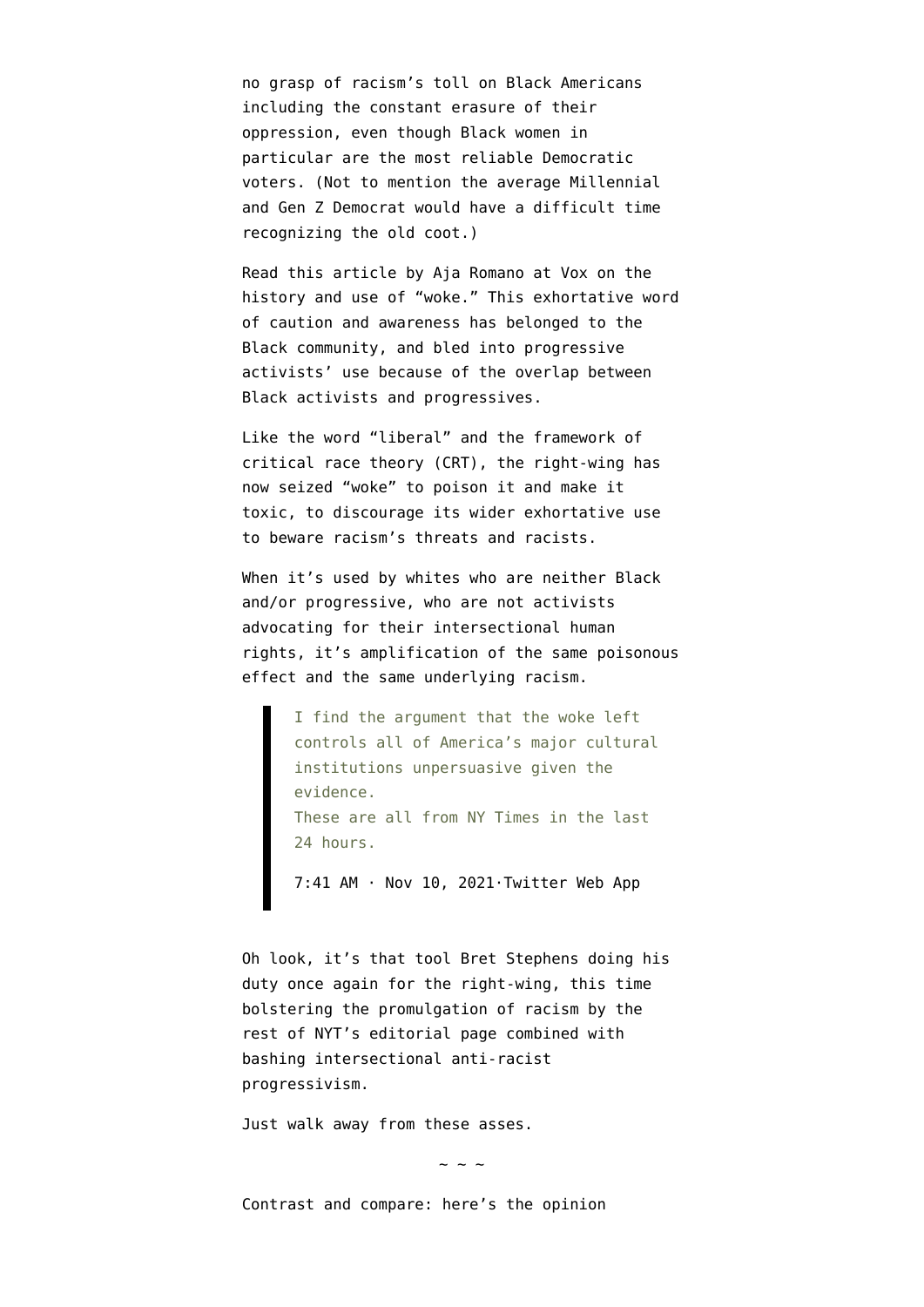no grasp of racism's toll on Black Americans including the constant erasure of their oppression, even though Black women in particular are the most reliable Democratic voters. (Not to mention the average Millennial and Gen Z Democrat would have a difficult time recognizing the old coot.)

Read this article by Aja Romano at Vox on the history and use of "woke." This exhortative word of caution and awareness has belonged to the Black community, and bled into progressive activists' use because of the overlap between Black activists and progressives.

Like the word "liberal" and the framework of critical race theory (CRT), the right-wing has now seized "woke" to poison it and make it toxic, to discourage its wider exhortative use to beware racism's threats and racists.

When it's used by whites who are neither Black and/or progressive, who are not activists advocating for their intersectional human rights, it's amplification of the same poisonous effect and the same underlying racism.

> I find the argument that the woke left controls all of America's major cultural institutions unpersuasive given the evidence.
> These are all from NY Times in the last 24 hours.
>
> 7:41 AM · Nov 10, 2021·Twitter Web App

Oh look, it's that tool Bret Stephens doing his duty once again for the right-wing, this time bolstering the promulgation of racism by the rest of NYT's editorial page combined with bashing intersectional anti-racist progressivism.

Just walk away from these asses.

~ ~ ~

Contrast and compare: here's the opinion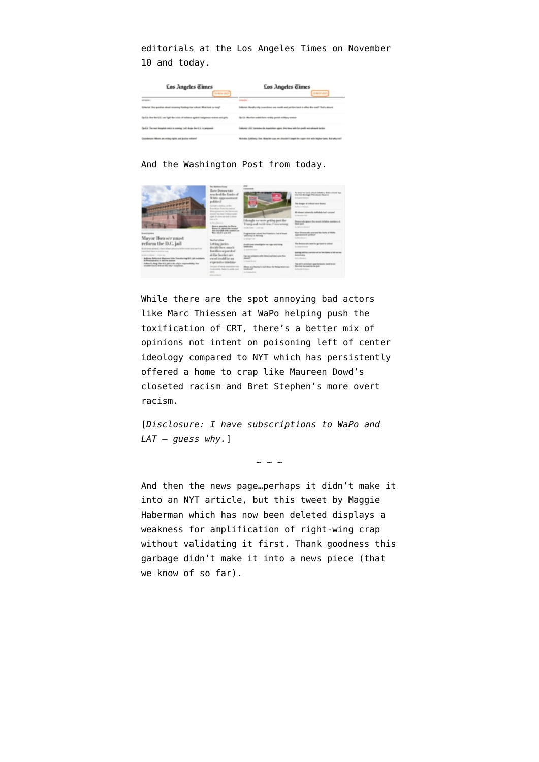editorials at the Los Angeles Times on November 10 and today.

And the Washington Post from today.

While there are the spot annoying bad actors like Marc Thiessen at WaPo helping push the toxification of CRT, there's a better mix of opinions not intent on poisoning left of center ideology compared to NYT which has persistently offered a home to crap like Maureen Dowd's closeted racism and Bret Stephen's more overt racism.

[*Disclosure: I have subscriptions to WaPo and LAT — guess why.*]

~ ~ ~

And then the news page…perhaps it didn't make it into an NYT article, but this tweet by Maggie Haberman which has now been deleted displays a weakness for amplification of right-wing crap without validating it first. Thank goodness this garbage didn't make it into a news piece (that we know of so far).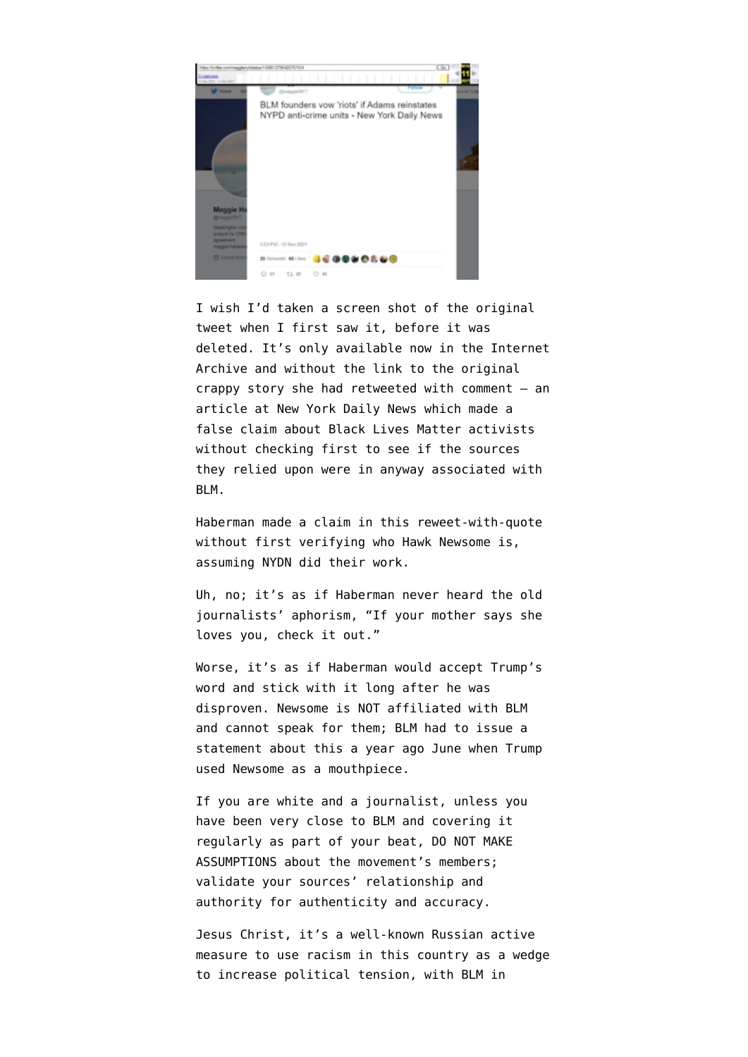I wish I'd taken a screen shot of the original tweet when I first saw it, before it was deleted. It's only available now in the Internet Archive and without the link to the original crappy story she had retweeted with comment — an article at New York Daily News which made a false claim about Black Lives Matter activists without checking first to see if the sources they relied upon were in anyway associated with BLM.

Haberman made a claim in this reweet-with-quote without first verifying who Hawk Newsome is, assuming NYDN did their work.

Uh, no; it's as if Haberman never heard the old journalists' aphorism, "If your mother says she loves you, check it out."

Worse, it's as if Haberman would accept Trump's word and stick with it long after he was disproven. Newsome is NOT affiliated with BLM and cannot speak for them; BLM had to issue a statement about this a year ago June when Trump used Newsome as a mouthpiece.

If you are white and a journalist, unless you have been very close to BLM and covering it regularly as part of your beat, DO NOT MAKE ASSUMPTIONS about the movement's members; validate your sources' relationship and authority for authenticity and accuracy.

Jesus Christ, it's a well-known Russian active measure to use racism in this country as a wedge to increase political tension, with BLM in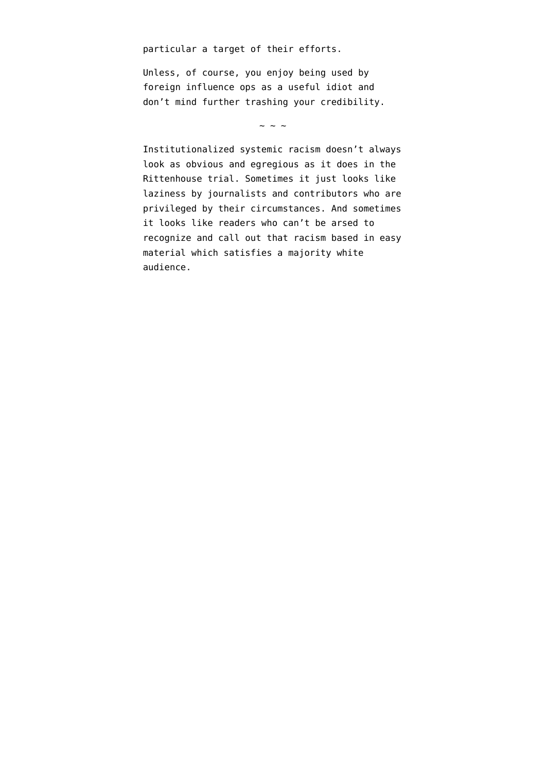particular a target of their efforts.

Unless, of course, you enjoy being used by foreign influence ops as a useful idiot and don’t mind further trashing your credibility.

~ ~ ~

Institutionalized systemic racism doesn’t always look as obvious and egregious as it does in the Rittenhouse trial. Sometimes it just looks like laziness by journalists and contributors who are privileged by their circumstances. And sometimes it looks like readers who can’t be arsed to recognize and call out that racism based in easy material which satisfies a majority white audience.